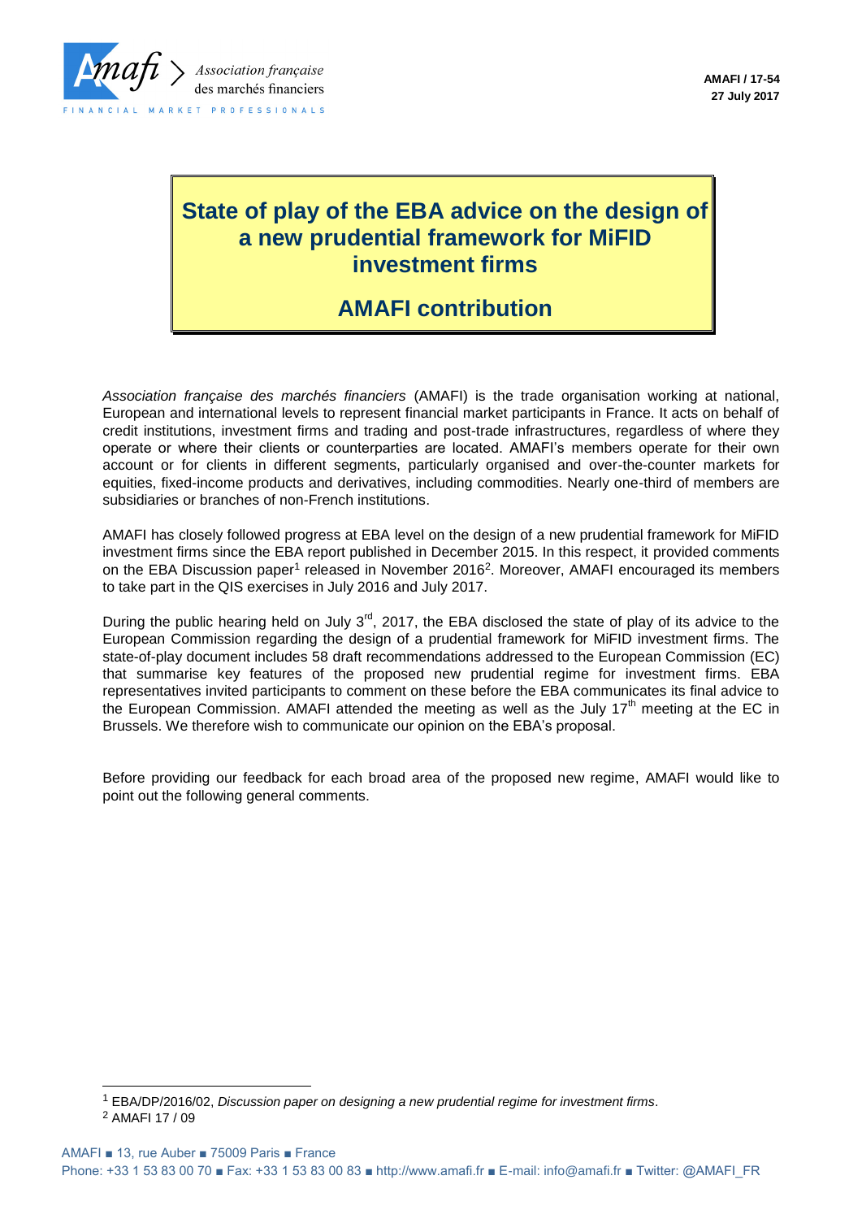AMAFI / 17-54
27 July 2017

# State of play of the EBA advice on the design of a new prudential framework for MiFID investment firms

## AMAFI contribution

*Association française des marchés financiers* (AMAFI) is the trade organisation working at national, European and international levels to represent financial market participants in France. It acts on behalf of credit institutions, investment firms and trading and post-trade infrastructures, regardless of where they operate or where their clients or counterparties are located. AMAFI's members operate for their own account or for clients in different segments, particularly organised and over-the-counter markets for equities, fixed-income products and derivatives, including commodities. Nearly one-third of members are subsidiaries or branches of non-French institutions.

AMAFI has closely followed progress at EBA level on the design of a new prudential framework for MiFID investment firms since the EBA report published in December 2015. In this respect, it provided comments on the EBA Discussion paper[1] released in November 2016[2]. Moreover, AMAFI encouraged its members to take part in the QIS exercises in July 2016 and July 2017.

During the public hearing held on July 3rd, 2017, the EBA disclosed the state of play of its advice to the European Commission regarding the design of a prudential framework for MiFID investment firms. The state-of-play document includes 58 draft recommendations addressed to the European Commission (EC) that summarise key features of the proposed new prudential regime for investment firms. EBA representatives invited participants to comment on these before the EBA communicates its final advice to the European Commission. AMAFI attended the meeting as well as the July 17th meeting at the EC in Brussels. We therefore wish to communicate our opinion on the EBA's proposal.

Before providing our feedback for each broad area of the proposed new regime, AMAFI would like to point out the following general comments.

[1] EBA/DP/2016/02, *Discussion paper on designing a new prudential regime for investment firms*.
[2] AMAFI 17 / 09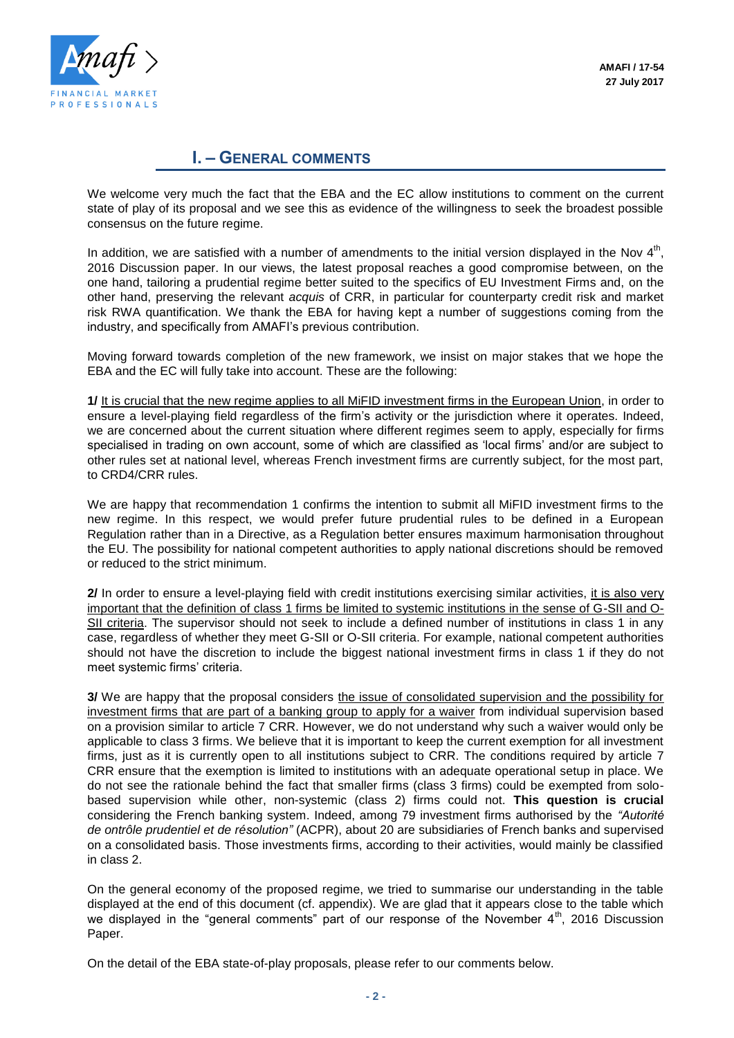# I. – General comments

We welcome very much the fact that the EBA and the EC allow institutions to comment on the current state of play of its proposal and we see this as evidence of the willingness to seek the broadest possible consensus on the future regime.

In addition, we are satisfied with a number of amendments to the initial version displayed in the Nov 4th, 2016 Discussion paper. In our views, the latest proposal reaches a good compromise between, on the one hand, tailoring a prudential regime better suited to the specifics of EU Investment Firms and, on the other hand, preserving the relevant *acquis* of CRR, in particular for counterparty credit risk and market risk RWA quantification. We thank the EBA for having kept a number of suggestions coming from the industry, and specifically from AMAFI's previous contribution.

Moving forward towards completion of the new framework, we insist on major stakes that we hope the EBA and the EC will fully take into account. These are the following:

**1/** It is crucial that the new regime applies to all MiFID investment firms in the European Union, in order to ensure a level-playing field regardless of the firm's activity or the jurisdiction where it operates. Indeed, we are concerned about the current situation where different regimes seem to apply, especially for firms specialised in trading on own account, some of which are classified as 'local firms' and/or are subject to other rules set at national level, whereas French investment firms are currently subject, for the most part, to CRD4/CRR rules.

We are happy that recommendation 1 confirms the intention to submit all MiFID investment firms to the new regime. In this respect, we would prefer future prudential rules to be defined in a European Regulation rather than in a Directive, as a Regulation better ensures maximum harmonisation throughout the EU. The possibility for national competent authorities to apply national discretions should be removed or reduced to the strict minimum.

**2/** In order to ensure a level-playing field with credit institutions exercising similar activities, it is also very important that the definition of class 1 firms be limited to systemic institutions in the sense of G-SII and O-SII criteria. The supervisor should not seek to include a defined number of institutions in class 1 in any case, regardless of whether they meet G-SII or O-SII criteria. For example, national competent authorities should not have the discretion to include the biggest national investment firms in class 1 if they do not meet systemic firms' criteria.

**3/** We are happy that the proposal considers the issue of consolidated supervision and the possibility for investment firms that are part of a banking group to apply for a waiver from individual supervision based on a provision similar to article 7 CRR. However, we do not understand why such a waiver would only be applicable to class 3 firms. We believe that it is important to keep the current exemption for all investment firms, just as it is currently open to all institutions subject to CRR. The conditions required by article 7 CRR ensure that the exemption is limited to institutions with an adequate operational setup in place. We do not see the rationale behind the fact that smaller firms (class 3 firms) could be exempted from solo-based supervision while other, non-systemic (class 2) firms could not. **This question is crucial** considering the French banking system. Indeed, among 79 investment firms authorised by the *"Autorité de ontrôle prudentiel et de résolution"* (ACPR), about 20 are subsidiaries of French banks and supervised on a consolidated basis. Those investments firms, according to their activities, would mainly be classified in class 2.

On the general economy of the proposed regime, we tried to summarise our understanding in the table displayed at the end of this document (cf. appendix). We are glad that it appears close to the table which we displayed in the "general comments" part of our response of the November 4th, 2016 Discussion Paper.

On the detail of the EBA state-of-play proposals, please refer to our comments below.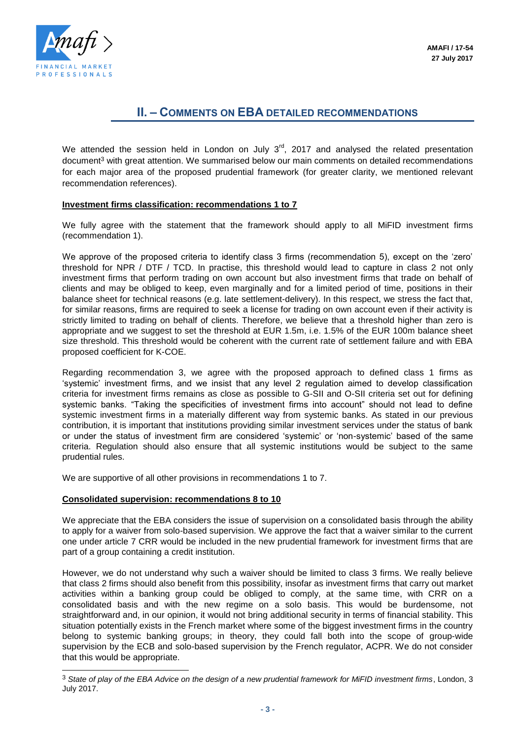## II. – COMMENTS ON EBA DETAILED RECOMMENDATIONS

We attended the session held in London on July 3rd, 2017 and analysed the related presentation document[3] with great attention. We summarised below our main comments on detailed recommendations for each major area of the proposed prudential framework (for greater clarity, we mentioned relevant recommendation references).

**Investment firms classification: recommendations 1 to 7**

We fully agree with the statement that the framework should apply to all MiFID investment firms (recommendation 1).

We approve of the proposed criteria to identify class 3 firms (recommendation 5), except on the 'zero' threshold for NPR / DTF / TCD. In practise, this threshold would lead to capture in class 2 not only investment firms that perform trading on own account but also investment firms that trade on behalf of clients and may be obliged to keep, even marginally and for a limited period of time, positions in their balance sheet for technical reasons (e.g. late settlement-delivery). In this respect, we stress the fact that, for similar reasons, firms are required to seek a license for trading on own account even if their activity is strictly limited to trading on behalf of clients. Therefore, we believe that a threshold higher than zero is appropriate and we suggest to set the threshold at EUR 1.5m, i.e. 1.5% of the EUR 100m balance sheet size threshold. This threshold would be coherent with the current rate of settlement failure and with EBA proposed coefficient for K-COE.

Regarding recommendation 3, we agree with the proposed approach to defined class 1 firms as 'systemic' investment firms, and we insist that any level 2 regulation aimed to develop classification criteria for investment firms remains as close as possible to G-SII and O-SII criteria set out for defining systemic banks. "Taking the specificities of investment firms into account" should not lead to define systemic investment firms in a materially different way from systemic banks. As stated in our previous contribution, it is important that institutions providing similar investment services under the status of bank or under the status of investment firm are considered 'systemic' or 'non-systemic' based of the same criteria. Regulation should also ensure that all systemic institutions would be subject to the same prudential rules.

We are supportive of all other provisions in recommendations 1 to 7.

**Consolidated supervision: recommendations 8 to 10**

We appreciate that the EBA considers the issue of supervision on a consolidated basis through the ability to apply for a waiver from solo-based supervision. We approve the fact that a waiver similar to the current one under article 7 CRR would be included in the new prudential framework for investment firms that are part of a group containing a credit institution.

However, we do not understand why such a waiver should be limited to class 3 firms. We really believe that class 2 firms should also benefit from this possibility, insofar as investment firms that carry out market activities within a banking group could be obliged to comply, at the same time, with CRR on a consolidated basis and with the new regime on a solo basis. This would be burdensome, not straightforward and, in our opinion, it would not bring additional security in terms of financial stability. This situation potentially exists in the French market where some of the biggest investment firms in the country belong to systemic banking groups; in theory, they could fall both into the scope of group-wide supervision by the ECB and solo-based supervision by the French regulator, ACPR. We do not consider that this would be appropriate.

[3] *State of play of the EBA Advice on the design of a new prudential framework for MiFID investment firms*, London, 3 July 2017.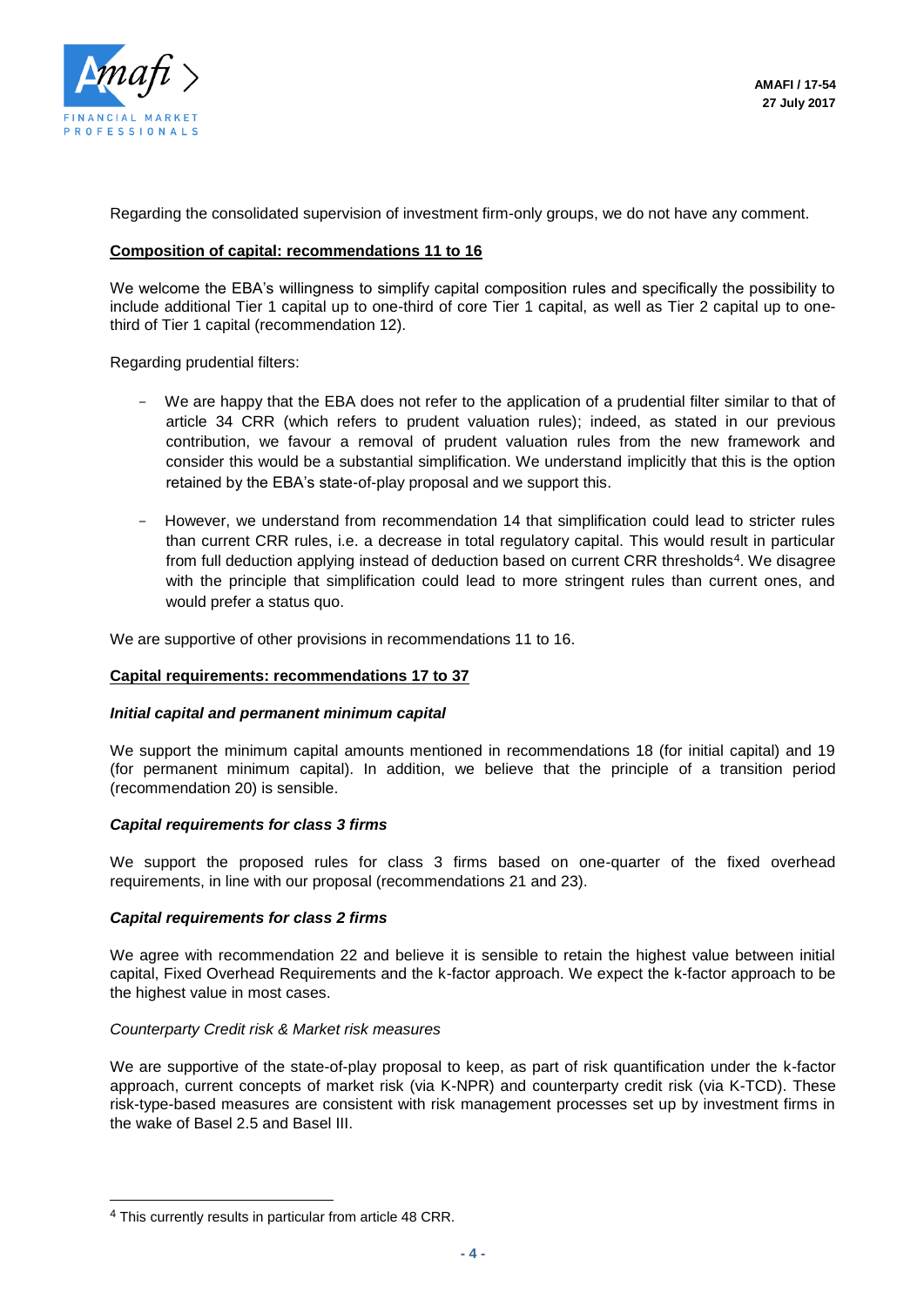Regarding the consolidated supervision of investment firm-only groups, we do not have any comment.

**Composition of capital: recommendations 11 to 16**

We welcome the EBA's willingness to simplify capital composition rules and specifically the possibility to include additional Tier 1 capital up to one-third of core Tier 1 capital, as well as Tier 2 capital up to one-third of Tier 1 capital (recommendation 12).

Regarding prudential filters:

- We are happy that the EBA does not refer to the application of a prudential filter similar to that of article 34 CRR (which refers to prudent valuation rules); indeed, as stated in our previous contribution, we favour a removal of prudent valuation rules from the new framework and consider this would be a substantial simplification. We understand implicitly that this is the option retained by the EBA's state-of-play proposal and we support this.
- However, we understand from recommendation 14 that simplification could lead to stricter rules than current CRR rules, i.e. a decrease in total regulatory capital. This would result in particular from full deduction applying instead of deduction based on current CRR thresholds[4]. We disagree with the principle that simplification could lead to more stringent rules than current ones, and would prefer a status quo.

We are supportive of other provisions in recommendations 11 to 16.

**Capital requirements: recommendations 17 to 37**

***Initial capital and permanent minimum capital***

We support the minimum capital amounts mentioned in recommendations 18 (for initial capital) and 19 (for permanent minimum capital). In addition, we believe that the principle of a transition period (recommendation 20) is sensible.

***Capital requirements for class 3 firms***

We support the proposed rules for class 3 firms based on one-quarter of the fixed overhead requirements, in line with our proposal (recommendations 21 and 23).

***Capital requirements for class 2 firms***

We agree with recommendation 22 and believe it is sensible to retain the highest value between initial capital, Fixed Overhead Requirements and the k-factor approach. We expect the k-factor approach to be the highest value in most cases.

*Counterparty Credit risk & Market risk measures*

We are supportive of the state-of-play proposal to keep, as part of risk quantification under the k-factor approach, current concepts of market risk (via K-NPR) and counterparty credit risk (via K-TCD). These risk-type-based measures are consistent with risk management processes set up by investment firms in the wake of Basel 2.5 and Basel III.

[4] This currently results in particular from article 48 CRR.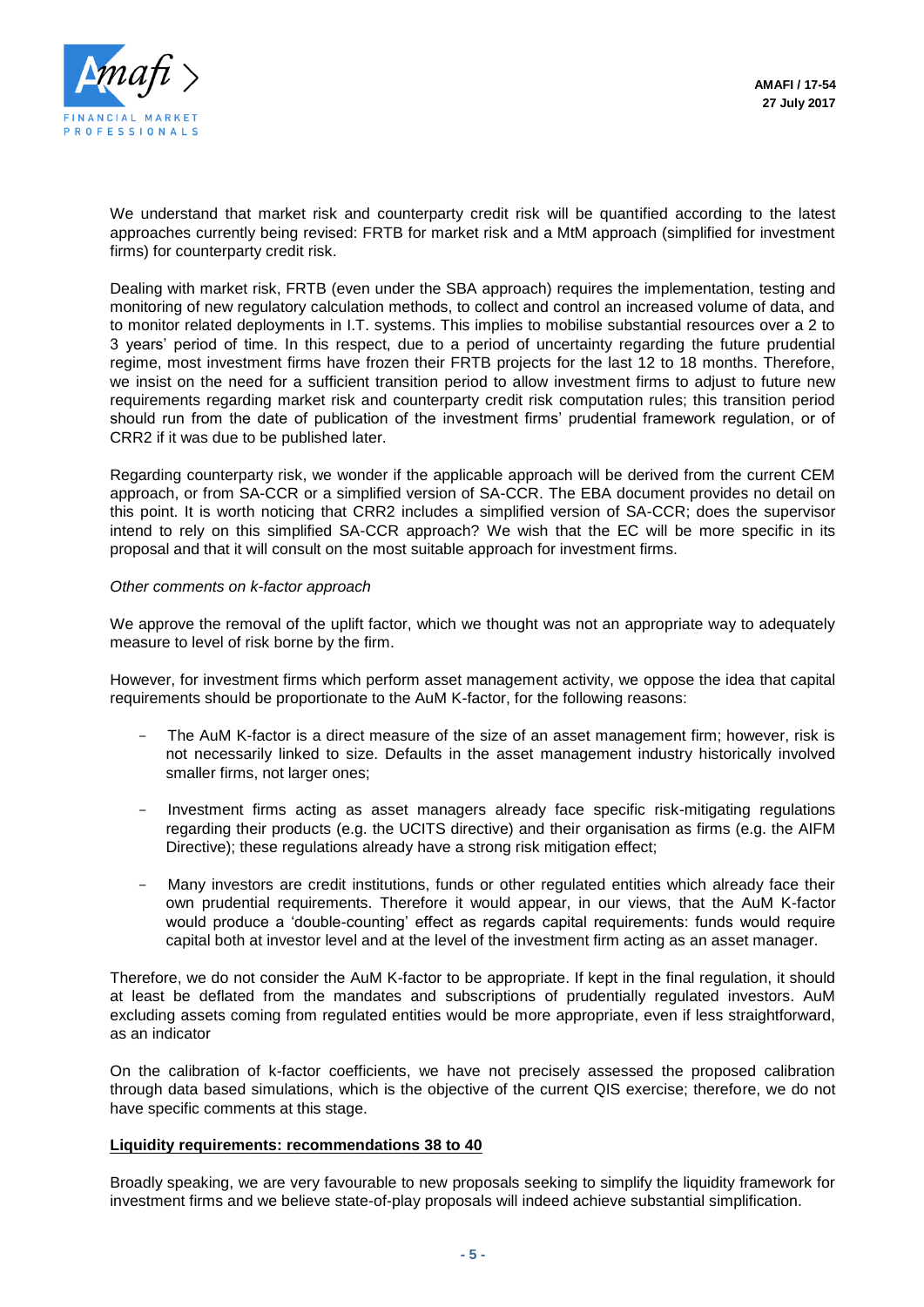We understand that market risk and counterparty credit risk will be quantified according to the latest approaches currently being revised: FRTB for market risk and a MtM approach (simplified for investment firms) for counterparty credit risk.

Dealing with market risk, FRTB (even under the SBA approach) requires the implementation, testing and monitoring of new regulatory calculation methods, to collect and control an increased volume of data, and to monitor related deployments in I.T. systems. This implies to mobilise substantial resources over a 2 to 3 years' period of time. In this respect, due to a period of uncertainty regarding the future prudential regime, most investment firms have frozen their FRTB projects for the last 12 to 18 months. Therefore, we insist on the need for a sufficient transition period to allow investment firms to adjust to future new requirements regarding market risk and counterparty credit risk computation rules; this transition period should run from the date of publication of the investment firms' prudential framework regulation, or of CRR2 if it was due to be published later.

Regarding counterparty risk, we wonder if the applicable approach will be derived from the current CEM approach, or from SA-CCR or a simplified version of SA-CCR. The EBA document provides no detail on this point. It is worth noticing that CRR2 includes a simplified version of SA-CCR; does the supervisor intend to rely on this simplified SA-CCR approach? We wish that the EC will be more specific in its proposal and that it will consult on the most suitable approach for investment firms.

*Other comments on k-factor approach*

We approve the removal of the uplift factor, which we thought was not an appropriate way to adequately measure to level of risk borne by the firm.

However, for investment firms which perform asset management activity, we oppose the idea that capital requirements should be proportionate to the AuM K-factor, for the following reasons:

- The AuM K-factor is a direct measure of the size of an asset management firm; however, risk is not necessarily linked to size. Defaults in the asset management industry historically involved smaller firms, not larger ones;
- Investment firms acting as asset managers already face specific risk-mitigating regulations regarding their products (e.g. the UCITS directive) and their organisation as firms (e.g. the AIFM Directive); these regulations already have a strong risk mitigation effect;
- Many investors are credit institutions, funds or other regulated entities which already face their own prudential requirements. Therefore it would appear, in our views, that the AuM K-factor would produce a 'double-counting' effect as regards capital requirements: funds would require capital both at investor level and at the level of the investment firm acting as an asset manager.

Therefore, we do not consider the AuM K-factor to be appropriate. If kept in the final regulation, it should at least be deflated from the mandates and subscriptions of prudentially regulated investors. AuM excluding assets coming from regulated entities would be more appropriate, even if less straightforward, as an indicator

On the calibration of k-factor coefficients, we have not precisely assessed the proposed calibration through data based simulations, which is the objective of the current QIS exercise; therefore, we do not have specific comments at this stage.

**Liquidity requirements: recommendations 38 to 40**

Broadly speaking, we are very favourable to new proposals seeking to simplify the liquidity framework for investment firms and we believe state-of-play proposals will indeed achieve substantial simplification.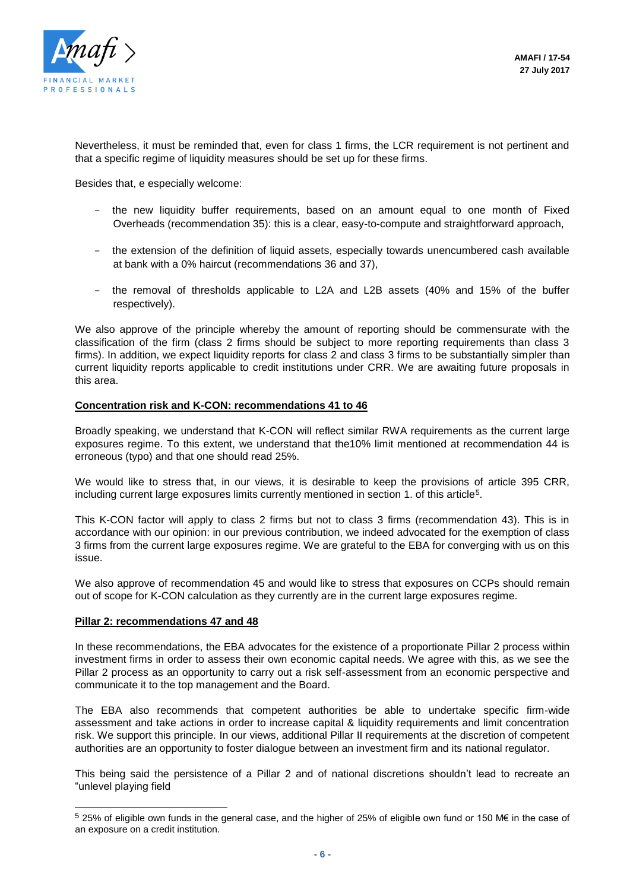Nevertheless, it must be reminded that, even for class 1 firms, the LCR requirement is not pertinent and that a specific regime of liquidity measures should be set up for these firms.

Besides that, e especially welcome:

- the new liquidity buffer requirements, based on an amount equal to one month of Fixed Overheads (recommendation 35): this is a clear, easy-to-compute and straightforward approach,
- the extension of the definition of liquid assets, especially towards unencumbered cash available at bank with a 0% haircut (recommendations 36 and 37),
- the removal of thresholds applicable to L2A and L2B assets (40% and 15% of the buffer respectively).

We also approve of the principle whereby the amount of reporting should be commensurate with the classification of the firm (class 2 firms should be subject to more reporting requirements than class 3 firms). In addition, we expect liquidity reports for class 2 and class 3 firms to be substantially simpler than current liquidity reports applicable to credit institutions under CRR. We are awaiting future proposals in this area.

**Concentration risk and K-CON: recommendations 41 to 46**

Broadly speaking, we understand that K-CON will reflect similar RWA requirements as the current large exposures regime. To this extent, we understand that the10% limit mentioned at recommendation 44 is erroneous (typo) and that one should read 25%.

We would like to stress that, in our views, it is desirable to keep the provisions of article 395 CRR, including current large exposures limits currently mentioned in section 1. of this article[5].

This K-CON factor will apply to class 2 firms but not to class 3 firms (recommendation 43). This is in accordance with our opinion: in our previous contribution, we indeed advocated for the exemption of class 3 firms from the current large exposures regime. We are grateful to the EBA for converging with us on this issue.

We also approve of recommendation 45 and would like to stress that exposures on CCPs should remain out of scope for K-CON calculation as they currently are in the current large exposures regime.

**Pillar 2: recommendations 47 and 48**

In these recommendations, the EBA advocates for the existence of a proportionate Pillar 2 process within investment firms in order to assess their own economic capital needs. We agree with this, as we see the Pillar 2 process as an opportunity to carry out a risk self-assessment from an economic perspective and communicate it to the top management and the Board.

The EBA also recommends that competent authorities be able to undertake specific firm-wide assessment and take actions in order to increase capital & liquidity requirements and limit concentration risk. We support this principle. In our views, additional Pillar II requirements at the discretion of competent authorities are an opportunity to foster dialogue between an investment firm and its national regulator.

This being said the persistence of a Pillar 2 and of national discretions shouldn't lead to recreate an "unlevel playing field

---

[5] 25% of eligible own funds in the general case, and the higher of 25% of eligible own fund or 150 M€ in the case of an exposure on a credit institution.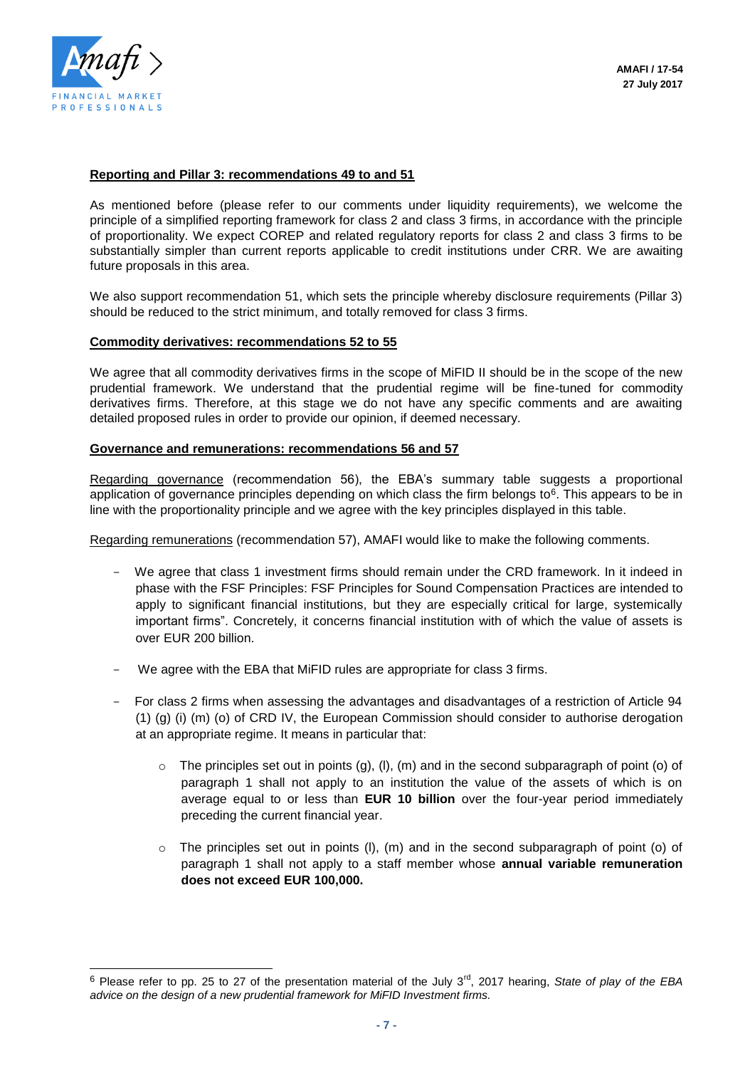**Reporting and Pillar 3: recommendations 49 to and 51**

As mentioned before (please refer to our comments under liquidity requirements), we welcome the principle of a simplified reporting framework for class 2 and class 3 firms, in accordance with the principle of proportionality. We expect COREP and related regulatory reports for class 2 and class 3 firms to be substantially simpler than current reports applicable to credit institutions under CRR. We are awaiting future proposals in this area.

We also support recommendation 51, which sets the principle whereby disclosure requirements (Pillar 3) should be reduced to the strict minimum, and totally removed for class 3 firms.

**Commodity derivatives: recommendations 52 to 55**

We agree that all commodity derivatives firms in the scope of MiFID II should be in the scope of the new prudential framework. We understand that the prudential regime will be fine-tuned for commodity derivatives firms. Therefore, at this stage we do not have any specific comments and are awaiting detailed proposed rules in order to provide our opinion, if deemed necessary.

**Governance and remunerations: recommendations 56 and 57**

Regarding governance (recommendation 56), the EBA's summary table suggests a proportional application of governance principles depending on which class the firm belongs to[6]. This appears to be in line with the proportionality principle and we agree with the key principles displayed in this table.

Regarding remunerations (recommendation 57), AMAFI would like to make the following comments.

- We agree that class 1 investment firms should remain under the CRD framework. In it indeed in phase with the FSF Principles: FSF Principles for Sound Compensation Practices are intended to apply to significant financial institutions, but they are especially critical for large, systemically important firms". Concretely, it concerns financial institution with of which the value of assets is over EUR 200 billion.
- We agree with the EBA that MiFID rules are appropriate for class 3 firms.
- For class 2 firms when assessing the advantages and disadvantages of a restriction of Article 94 (1) (g) (i) (m) (o) of CRD IV, the European Commission should consider to authorise derogation at an appropriate regime. It means in particular that:
  - The principles set out in points (g), (l), (m) and in the second subparagraph of point (o) of paragraph 1 shall not apply to an institution the value of the assets of which is on average equal to or less than **EUR 10 billion** over the four-year period immediately preceding the current financial year.
  - The principles set out in points (l), (m) and in the second subparagraph of point (o) of paragraph 1 shall not apply to a staff member whose **annual variable remuneration does not exceed EUR 100,000.**

[6] Please refer to pp. 25 to 27 of the presentation material of the July 3rd, 2017 hearing, *State of play of the EBA advice on the design of a new prudential framework for MiFID Investment firms.*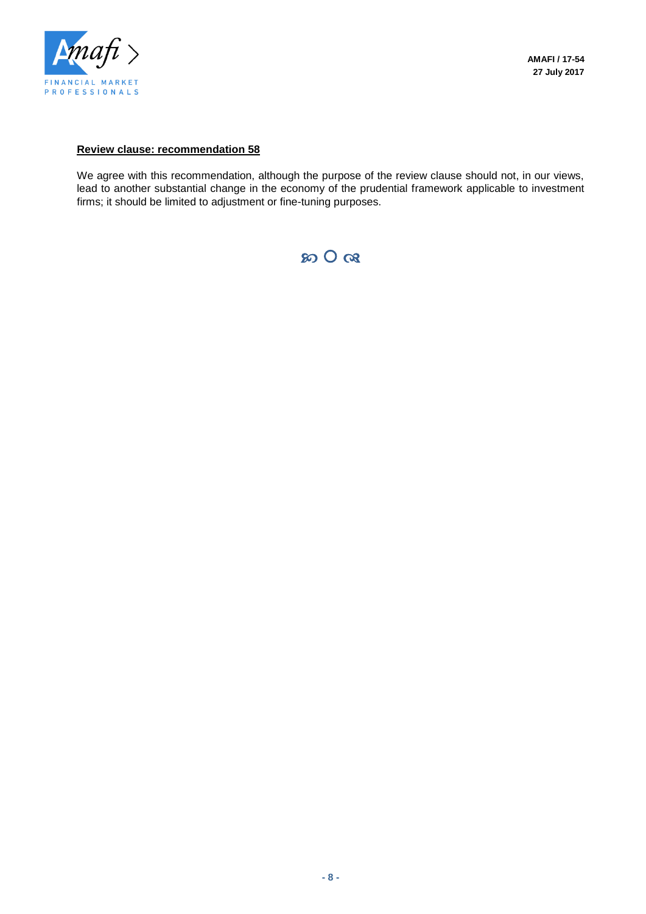**Review clause: recommendation 58**

We agree with this recommendation, although the purpose of the review clause should not, in our views, lead to another substantial change in the economy of the prudential framework applicable to investment firms; it should be limited to adjustment or fine-tuning purposes.

ꕤ O ꕤ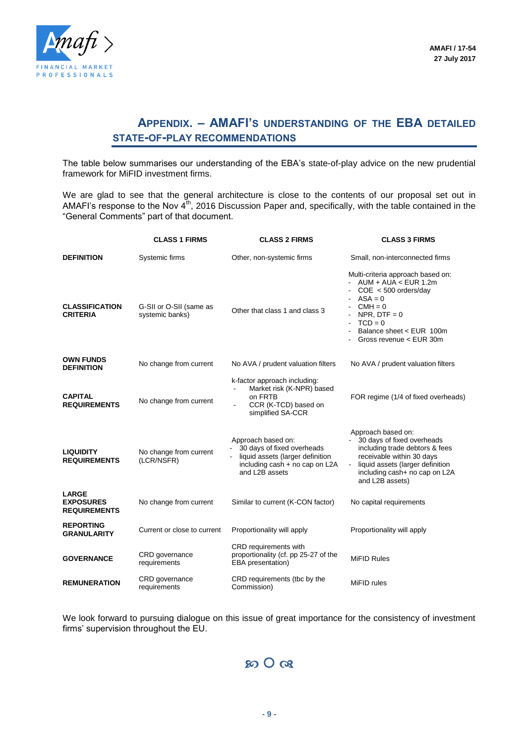## APPENDIX. – AMAFI'S UNDERSTANDING OF THE EBA DETAILED STATE-OF-PLAY RECOMMENDATIONS

The table below summarises our understanding of the EBA's state-of-play advice on the new prudential framework for MiFID investment firms.

We are glad to see that the general architecture is close to the contents of our proposal set out in AMAFI's response to the Nov 4th, 2016 Discussion Paper and, specifically, with the table contained in the "General Comments" part of that document.

| | CLASS 1 FIRMS | CLASS 2 FIRMS | CLASS 3 FIRMS |
|---|---|---|---|
| **DEFINITION** | Systemic firms | Other, non-systemic firms | Small, non-interconnected firms |
| **CLASSIFICATION CRITERIA** | G-SII or O-SII (same as systemic banks) | Other that class 1 and class 3 | Multi-criteria approach based on:<br>- AUM + AUA < EUR 1.2m<br>- COE < 500 orders/day<br>- ASA = 0<br>- CMH = 0<br>- NPR, DTF = 0<br>- TCD = 0<br>- Balance sheet < EUR 100m<br>- Gross revenue < EUR 30m |
| **OWN FUNDS DEFINITION** | No change from current | No AVA / prudent valuation filters | No AVA / prudent valuation filters |
| **CAPITAL REQUIREMENTS** | No change from current | k-factor approach including:<br>- Market risk (K-NPR) based on FRTB<br>- CCR (K-TCD) based on simplified SA-CCR | FOR regime (1/4 of fixed overheads) |
| **LIQUIDITY REQUIREMENTS** | No change from current (LCR/NSFR) | Approach based on:<br>- 30 days of fixed overheads<br>- liquid assets (larger definition including cash + no cap on L2A and L2B assets | Approach based on:<br>- 30 days of fixed overheads including trade debtors & fees receivable within 30 days<br>- liquid assets (larger definition including cash+ no cap on L2A and L2B assets) |
| **LARGE EXPOSURES REQUIREMENTS** | No change from current | Similar to current (K-CON factor) | No capital requirements |
| **REPORTING GRANULARITY** | Current or close to current | Proportionality will apply | Proportionality will apply |
| **GOVERNANCE** | CRD governance requirements | CRD requirements with proportionality (cf. pp 25-27 of the EBA presentation) | MiFID Rules |
| **REMUNERATION** | CRD governance requirements | CRD requirements (tbc by the Commission) | MiFID rules |

We look forward to pursuing dialogue on this issue of great importance for the consistency of investment firms' supervision throughout the EU.

ꕥ O ꕥ